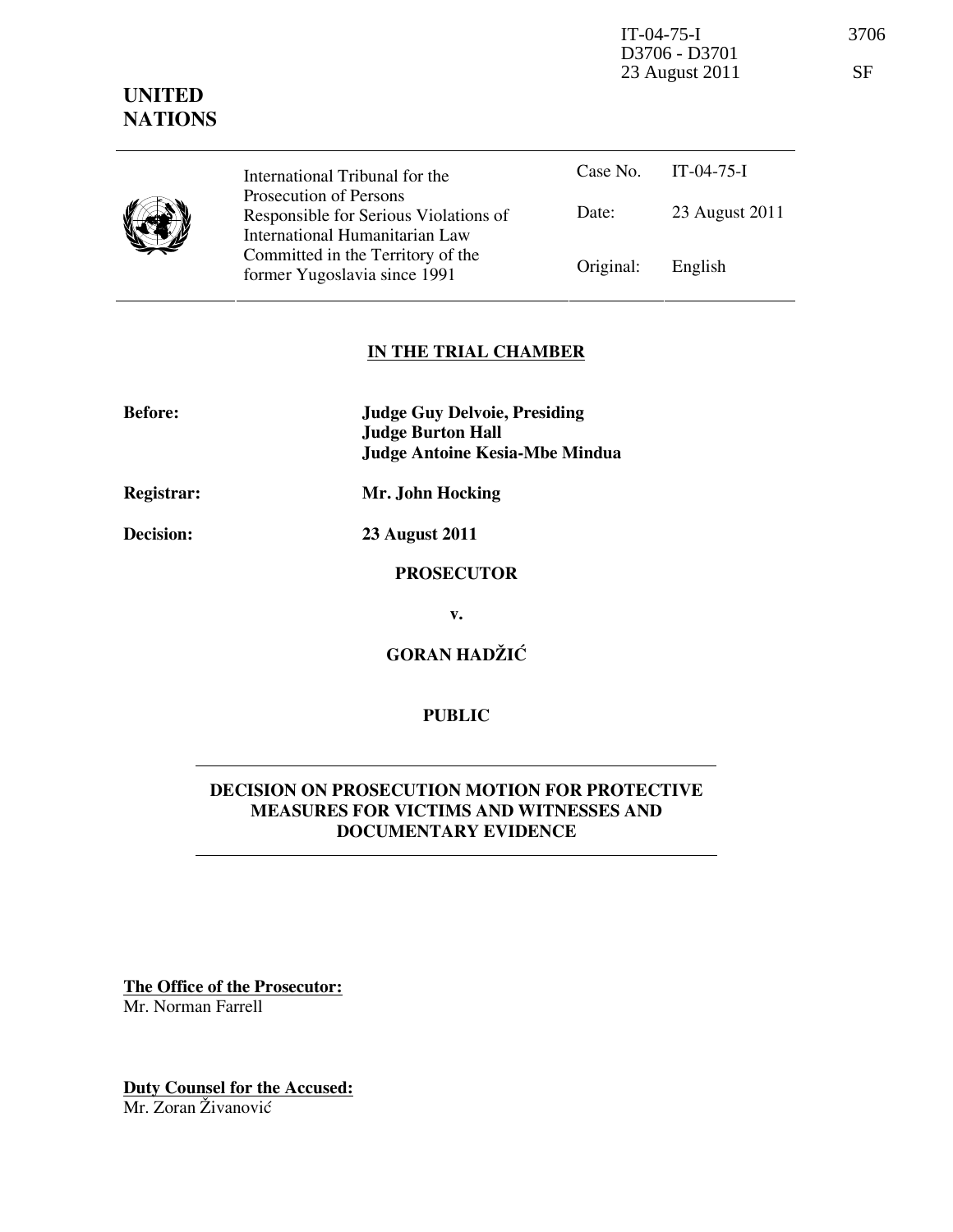IT-04-75-I 3706
D3706 - D3701
23 August 2011 SF

**UNITED NATIONS**

| International Tribunal for the Prosecution of Persons Responsible for Serious Violations of International Humanitarian Law Committed in the Territory of the former Yugoslavia since 1991 | Case No. | IT-04-75-I |
|---|---|---|
| | Date: | 23 August 2011 |
| | Original: | English |

## IN THE TRIAL CHAMBER

**Before:** **Judge Guy Delvoie, Presiding**
**Judge Burton Hall**
**Judge Antoine Kesia-Mbe Mindua**

**Registrar:** **Mr. John Hocking**

**Decision:** **23 August 2011**

**PROSECUTOR**

**v.**

**GORAN HADŽIĆ**

**PUBLIC**

## DECISION ON PROSECUTION MOTION FOR PROTECTIVE MEASURES FOR VICTIMS AND WITNESSES AND DOCUMENTARY EVIDENCE

**The Office of the Prosecutor:**
Mr. Norman Farrell

**Duty Counsel for the Accused:**
Mr. Zoran Živanović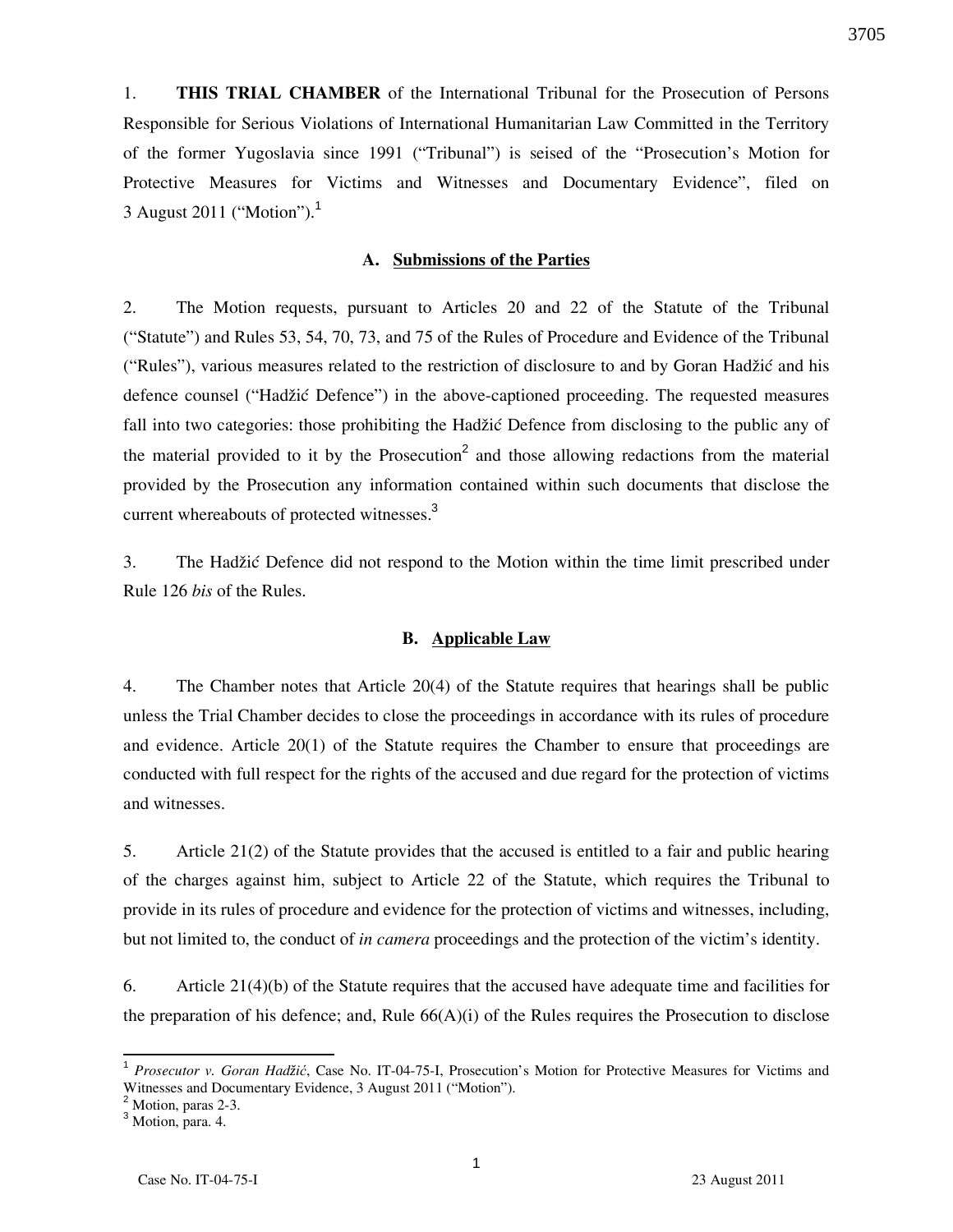1. **THIS TRIAL CHAMBER** of the International Tribunal for the Prosecution of Persons Responsible for Serious Violations of International Humanitarian Law Committed in the Territory of the former Yugoslavia since 1991 ("Tribunal") is seised of the "Prosecution's Motion for Protective Measures for Victims and Witnesses and Documentary Evidence", filed on 3 August 2011 ("Motion").[1]

### A. Submissions of the Parties

2. The Motion requests, pursuant to Articles 20 and 22 of the Statute of the Tribunal ("Statute") and Rules 53, 54, 70, 73, and 75 of the Rules of Procedure and Evidence of the Tribunal ("Rules"), various measures related to the restriction of disclosure to and by Goran Hadžić and his defence counsel ("Hadžić Defence") in the above-captioned proceeding. The requested measures fall into two categories: those prohibiting the Hadžić Defence from disclosing to the public any of the material provided to it by the Prosecution[2] and those allowing redactions from the material provided by the Prosecution any information contained within such documents that disclose the current whereabouts of protected witnesses.[3]

3. The Hadžić Defence did not respond to the Motion within the time limit prescribed under Rule 126 *bis* of the Rules.

### B. Applicable Law

4. The Chamber notes that Article 20(4) of the Statute requires that hearings shall be public unless the Trial Chamber decides to close the proceedings in accordance with its rules of procedure and evidence. Article 20(1) of the Statute requires the Chamber to ensure that proceedings are conducted with full respect for the rights of the accused and due regard for the protection of victims and witnesses.

5. Article 21(2) of the Statute provides that the accused is entitled to a fair and public hearing of the charges against him, subject to Article 22 of the Statute, which requires the Tribunal to provide in its rules of procedure and evidence for the protection of victims and witnesses, including, but not limited to, the conduct of *in camera* proceedings and the protection of the victim's identity.

6. Article 21(4)(b) of the Statute requires that the accused have adequate time and facilities for the preparation of his defence; and, Rule 66(A)(i) of the Rules requires the Prosecution to disclose

---

[1] *Prosecutor v. Goran Hadžić*, Case No. IT-04-75-I, Prosecution's Motion for Protective Measures for Victims and Witnesses and Documentary Evidence, 3 August 2011 ("Motion").

[2] Motion, paras 2-3.

[3] Motion, para. 4.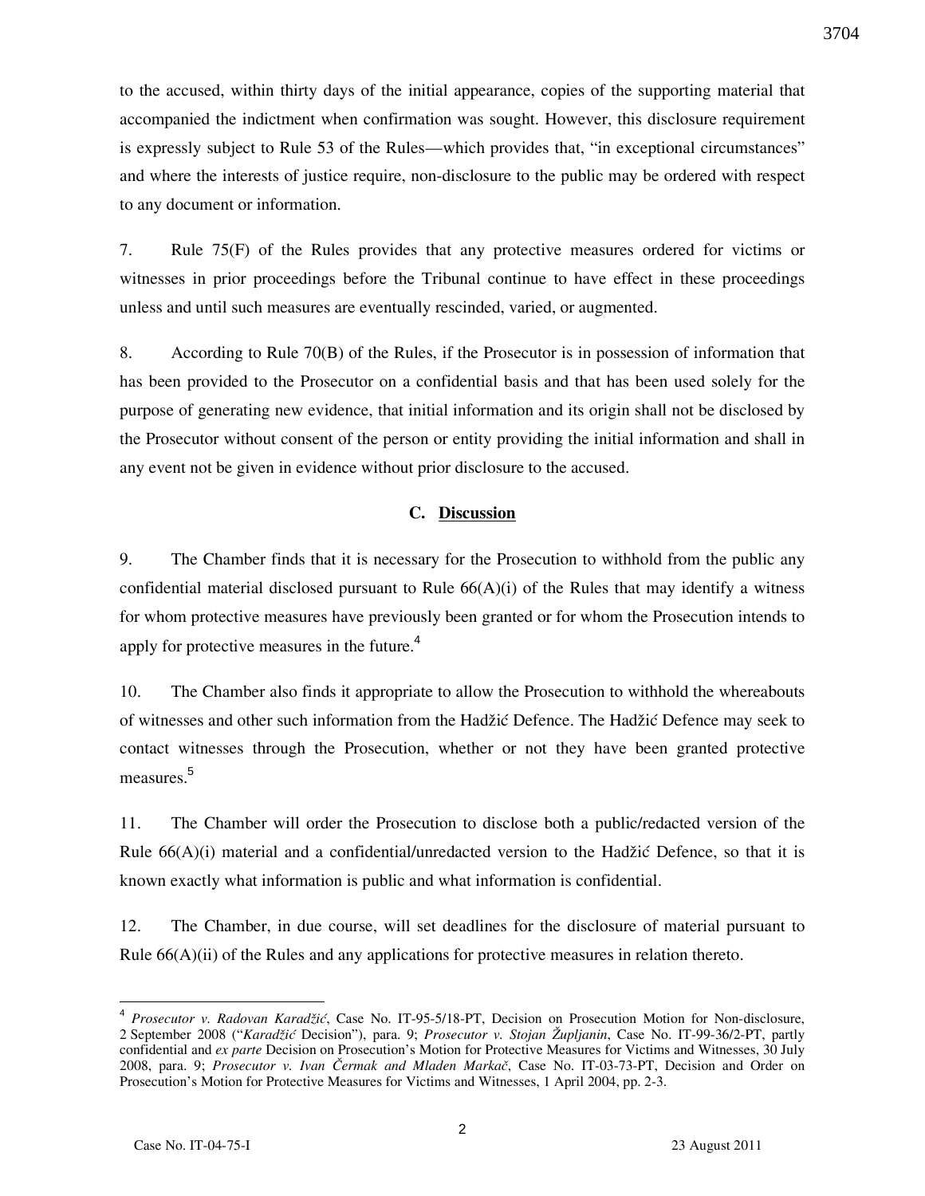to the accused, within thirty days of the initial appearance, copies of the supporting material that accompanied the indictment when confirmation was sought. However, this disclosure requirement is expressly subject to Rule 53 of the Rules—which provides that, "in exceptional circumstances" and where the interests of justice require, non-disclosure to the public may be ordered with respect to any document or information.

7. Rule 75(F) of the Rules provides that any protective measures ordered for victims or witnesses in prior proceedings before the Tribunal continue to have effect in these proceedings unless and until such measures are eventually rescinded, varied, or augmented.

8. According to Rule 70(B) of the Rules, if the Prosecutor is in possession of information that has been provided to the Prosecutor on a confidential basis and that has been used solely for the purpose of generating new evidence, that initial information and its origin shall not be disclosed by the Prosecutor without consent of the person or entity providing the initial information and shall in any event not be given in evidence without prior disclosure to the accused.

### C. Discussion

9. The Chamber finds that it is necessary for the Prosecution to withhold from the public any confidential material disclosed pursuant to Rule 66(A)(i) of the Rules that may identify a witness for whom protective measures have previously been granted or for whom the Prosecution intends to apply for protective measures in the future.[4]

10. The Chamber also finds it appropriate to allow the Prosecution to withhold the whereabouts of witnesses and other such information from the Hadžić Defence. The Hadžić Defence may seek to contact witnesses through the Prosecution, whether or not they have been granted protective measures.[5]

11. The Chamber will order the Prosecution to disclose both a public/redacted version of the Rule 66(A)(i) material and a confidential/unredacted version to the Hadžić Defence, so that it is known exactly what information is public and what information is confidential.

12. The Chamber, in due course, will set deadlines for the disclosure of material pursuant to Rule 66(A)(ii) of the Rules and any applications for protective measures in relation thereto.

---

[4] *Prosecutor v. Radovan Karadžić*, Case No. IT-95-5/18-PT, Decision on Prosecution Motion for Non-disclosure, 2 September 2008 ("*Karadžić* Decision"), para. 9; *Prosecutor v. Stojan Župljanin*, Case No. IT-99-36/2-PT, partly confidential and *ex parte* Decision on Prosecution's Motion for Protective Measures for Victims and Witnesses, 30 July 2008, para. 9; *Prosecutor v. Ivan Čermak and Mladen Markač*, Case No. IT-03-73-PT, Decision and Order on Prosecution's Motion for Protective Measures for Victims and Witnesses, 1 April 2004, pp. 2-3.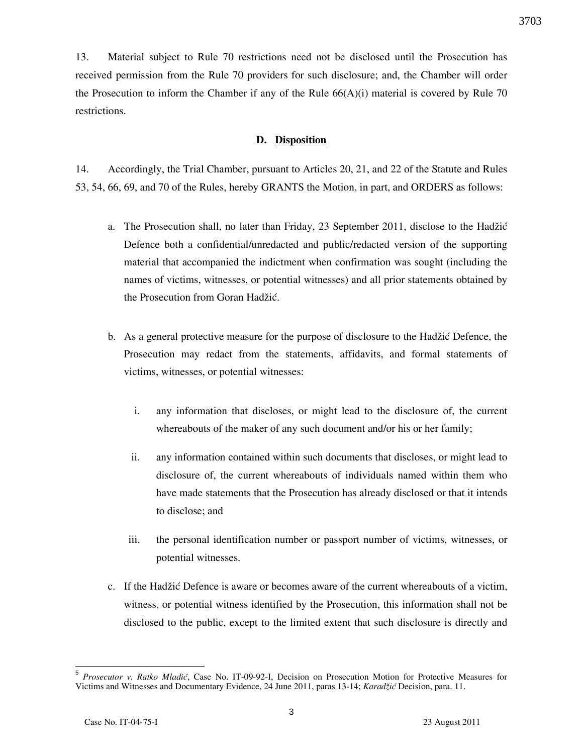13. Material subject to Rule 70 restrictions need not be disclosed until the Prosecution has received permission from the Rule 70 providers for such disclosure; and, the Chamber will order the Prosecution to inform the Chamber if any of the Rule 66(A)(i) material is covered by Rule 70 restrictions.

### D. Disposition

14. Accordingly, the Trial Chamber, pursuant to Articles 20, 21, and 22 of the Statute and Rules 53, 54, 66, 69, and 70 of the Rules, hereby GRANTS the Motion, in part, and ORDERS as follows:

a. The Prosecution shall, no later than Friday, 23 September 2011, disclose to the Hadžić Defence both a confidential/unredacted and public/redacted version of the supporting material that accompanied the indictment when confirmation was sought (including the names of victims, witnesses, or potential witnesses) and all prior statements obtained by the Prosecution from Goran Hadžić.

b. As a general protective measure for the purpose of disclosure to the Hadžić Defence, the Prosecution may redact from the statements, affidavits, and formal statements of victims, witnesses, or potential witnesses:

   i. any information that discloses, or might lead to the disclosure of, the current whereabouts of the maker of any such document and/or his or her family;

   ii. any information contained within such documents that discloses, or might lead to disclosure of, the current whereabouts of individuals named within them who have made statements that the Prosecution has already disclosed or that it intends to disclose; and

   iii. the personal identification number or passport number of victims, witnesses, or potential witnesses.

c. If the Hadžić Defence is aware or becomes aware of the current whereabouts of a victim, witness, or potential witness identified by the Prosecution, this information shall not be disclosed to the public, except to the limited extent that such disclosure is directly and

---

[5] *Prosecutor v. Ratko Mladić*, Case No. IT-09-92-I, Decision on Prosecution Motion for Protective Measures for Victims and Witnesses and Documentary Evidence, 24 June 2011, paras 13-14; *Karadžić* Decision, para. 11.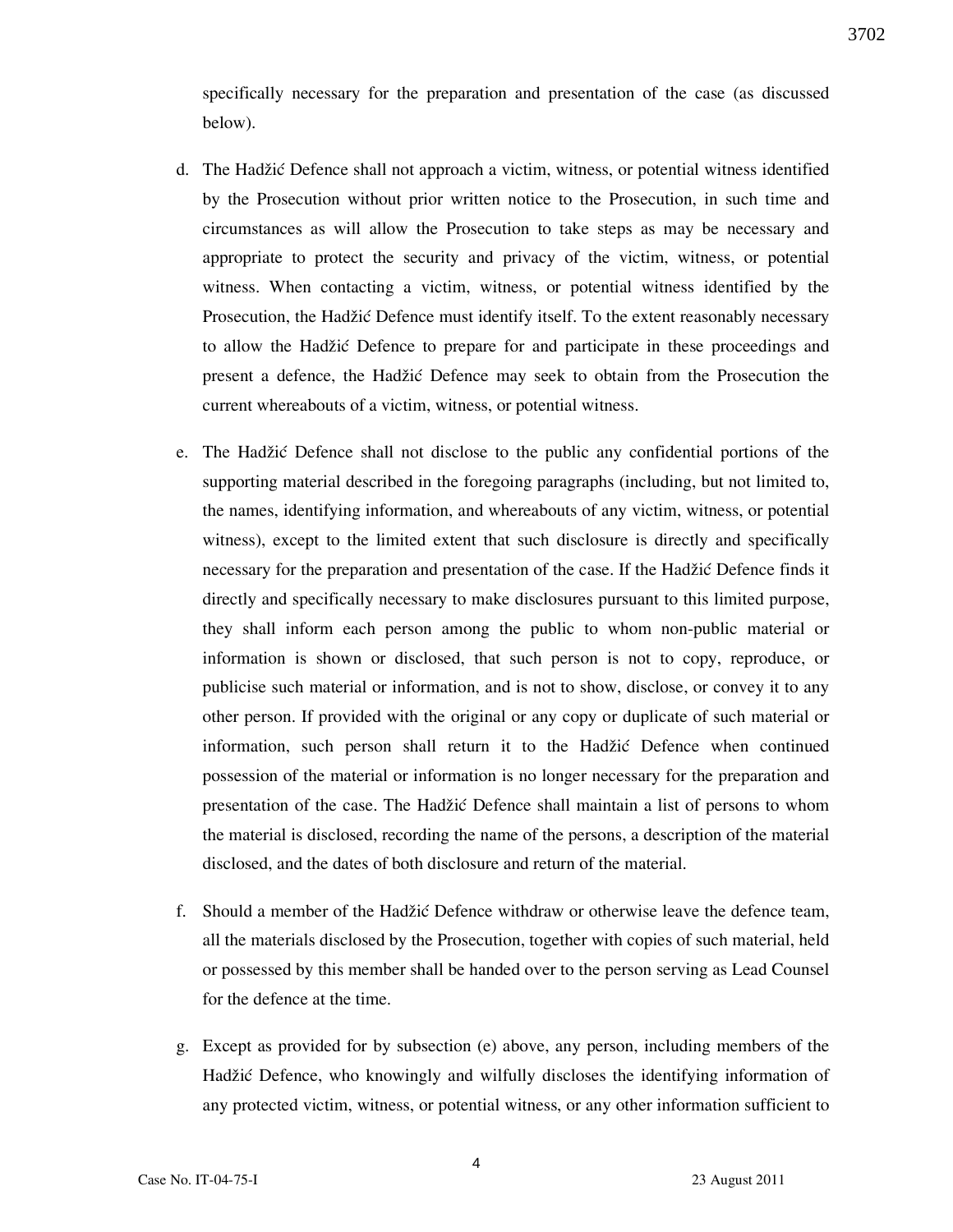specifically necessary for the preparation and presentation of the case (as discussed below).

d. The Hadžić Defence shall not approach a victim, witness, or potential witness identified by the Prosecution without prior written notice to the Prosecution, in such time and circumstances as will allow the Prosecution to take steps as may be necessary and appropriate to protect the security and privacy of the victim, witness, or potential witness. When contacting a victim, witness, or potential witness identified by the Prosecution, the Hadžić Defence must identify itself. To the extent reasonably necessary to allow the Hadžić Defence to prepare for and participate in these proceedings and present a defence, the Hadžić Defence may seek to obtain from the Prosecution the current whereabouts of a victim, witness, or potential witness.

e. The Hadžić Defence shall not disclose to the public any confidential portions of the supporting material described in the foregoing paragraphs (including, but not limited to, the names, identifying information, and whereabouts of any victim, witness, or potential witness), except to the limited extent that such disclosure is directly and specifically necessary for the preparation and presentation of the case. If the Hadžić Defence finds it directly and specifically necessary to make disclosures pursuant to this limited purpose, they shall inform each person among the public to whom non-public material or information is shown or disclosed, that such person is not to copy, reproduce, or publicise such material or information, and is not to show, disclose, or convey it to any other person. If provided with the original or any copy or duplicate of such material or information, such person shall return it to the Hadžić Defence when continued possession of the material or information is no longer necessary for the preparation and presentation of the case. The Hadžić Defence shall maintain a list of persons to whom the material is disclosed, recording the name of the persons, a description of the material disclosed, and the dates of both disclosure and return of the material.

f. Should a member of the Hadžić Defence withdraw or otherwise leave the defence team, all the materials disclosed by the Prosecution, together with copies of such material, held or possessed by this member shall be handed over to the person serving as Lead Counsel for the defence at the time.

g. Except as provided for by subsection (e) above, any person, including members of the Hadžić Defence, who knowingly and wilfully discloses the identifying information of any protected victim, witness, or potential witness, or any other information sufficient to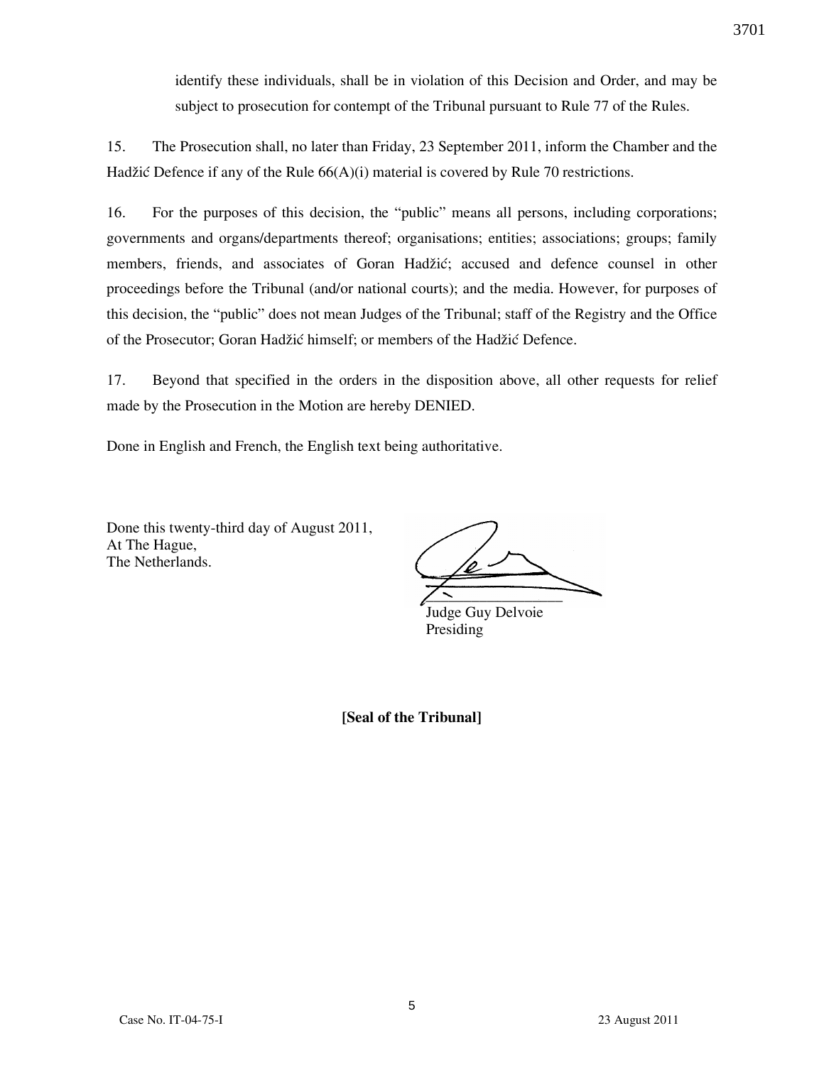identify these individuals, shall be in violation of this Decision and Order, and may be subject to prosecution for contempt of the Tribunal pursuant to Rule 77 of the Rules.

15. The Prosecution shall, no later than Friday, 23 September 2011, inform the Chamber and the Hadžić Defence if any of the Rule 66(A)(i) material is covered by Rule 70 restrictions.

16. For the purposes of this decision, the "public" means all persons, including corporations; governments and organs/departments thereof; organisations; entities; associations; groups; family members, friends, and associates of Goran Hadžić; accused and defence counsel in other proceedings before the Tribunal (and/or national courts); and the media. However, for purposes of this decision, the "public" does not mean Judges of the Tribunal; staff of the Registry and the Office of the Prosecutor; Goran Hadžić himself; or members of the Hadžić Defence.

17. Beyond that specified in the orders in the disposition above, all other requests for relief made by the Prosecution in the Motion are hereby DENIED.

Done in English and French, the English text being authoritative.

Done this twenty-third day of August 2011,
At The Hague,
The Netherlands.

Judge Guy Delvoie
Presiding

**[Seal of the Tribunal]**